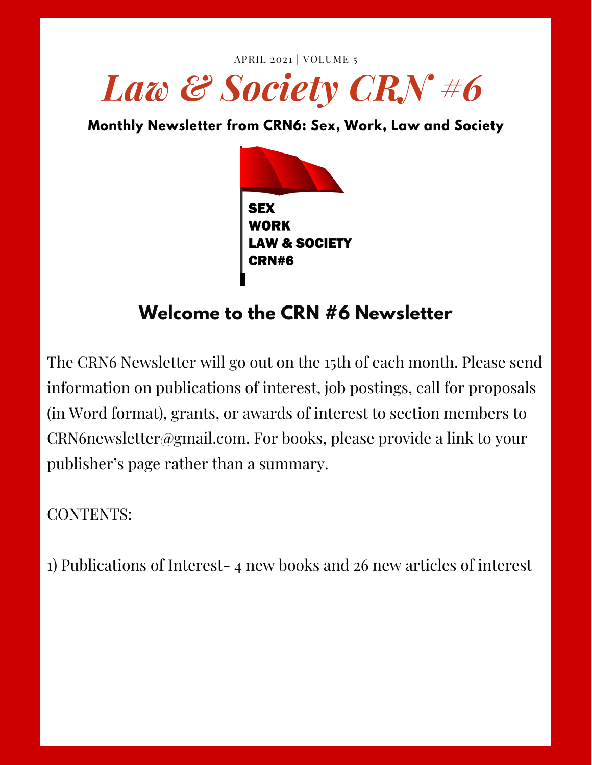APRIL 2021 | VOLUME 5

# Law & Society CRN #6

**Monthly Newsletter from CRN6: Sex, Work, Law and Society**

SEX
WORK
LAW & SOCIETY
CRN#6

## Welcome to the CRN #6 Newsletter

The CRN6 Newsletter will go out on the 15th of each month. Please send information on publications of interest, job postings, call for proposals (in Word format), grants, or awards of interest to section members to CRN6newsletter@gmail.com. For books, please provide a link to your publisher's page rather than a summary.

CONTENTS:

1) Publications of Interest- 4 new books and 26 new articles of interest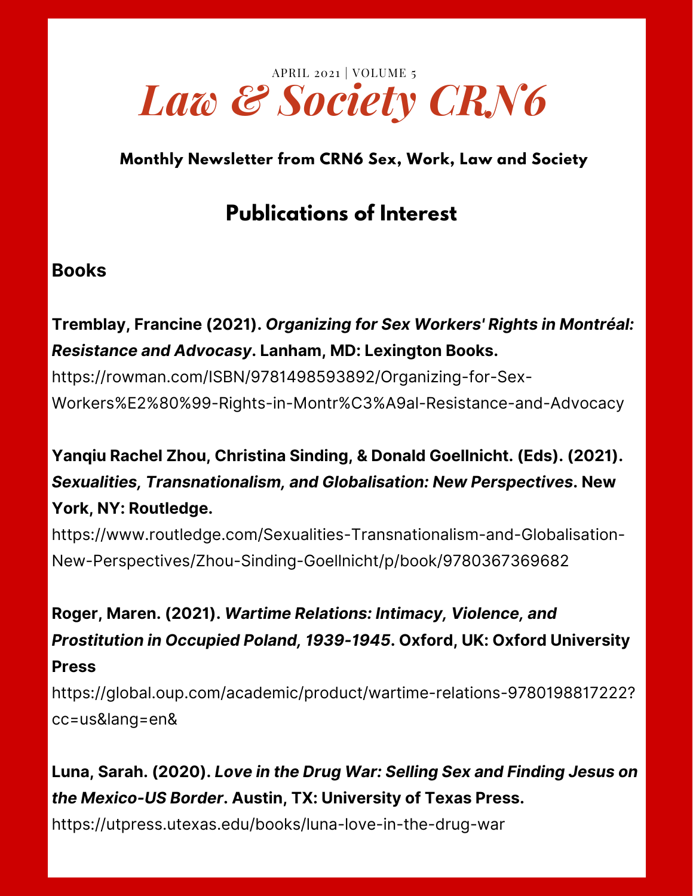APRIL 2021 | VOLUME 5

# *Law & Society CRN6*

**Monthly Newsletter from CRN6 Sex, Work, Law and Society**

## Publications of Interest

### Books

**Tremblay, Francine (2021). *Organizing for Sex Workers' Rights in Montréal: Resistance and Advocasy*. Lanham, MD: Lexington Books.**
https://rowman.com/ISBN/9781498593892/Organizing-for-Sex-Workers%E2%80%99-Rights-in-Montr%C3%A9al-Resistance-and-Advocacy

**Yanqiu Rachel Zhou, Christina Sinding, & Donald Goellnicht. (Eds). (2021). *Sexualities, Transnationalism, and Globalisation: New Perspectives*. New York, NY: Routledge.**
https://www.routledge.com/Sexualities-Transnationalism-and-Globalisation-New-Perspectives/Zhou-Sinding-Goellnicht/p/book/9780367369682

**Roger, Maren. (2021). *Wartime Relations: Intimacy, Violence, and Prostitution in Occupied Poland, 1939-1945*. Oxford, UK: Oxford University Press**
https://global.oup.com/academic/product/wartime-relations-9780198817222?cc=us&lang=en&

**Luna, Sarah. (2020). *Love in the Drug War: Selling Sex and Finding Jesus on the Mexico-US Border*. Austin, TX: University of Texas Press.**
https://utpress.utexas.edu/books/luna-love-in-the-drug-war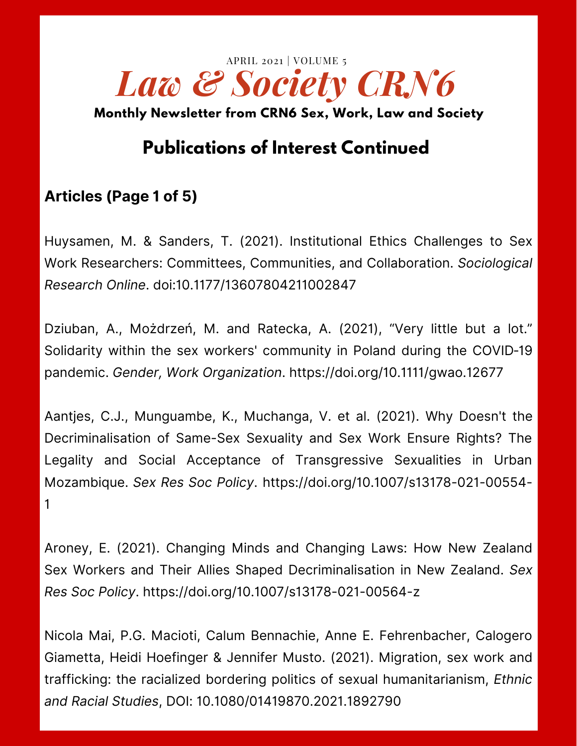# Law & Society CRN6

**Monthly Newsletter from CRN6 Sex, Work, Law and Society**

## Publications of Interest Continued

### Articles (Page 1 of 5)

Huysamen, M. & Sanders, T. (2021). Institutional Ethics Challenges to Sex Work Researchers: Committees, Communities, and Collaboration. *Sociological Research Online*. doi:10.1177/13607804211002847

Dziuban, A., Możdrzeń, M. and Ratecka, A. (2021), "Very little but a lot." Solidarity within the sex workers' community in Poland during the COVID-19 pandemic. *Gender, Work Organization*. https://doi.org/10.1111/gwao.12677

Aantjes, C.J., Munguambe, K., Muchanga, V. et al. (2021). Why Doesn't the Decriminalisation of Same-Sex Sexuality and Sex Work Ensure Rights? The Legality and Social Acceptance of Transgressive Sexualities in Urban Mozambique. *Sex Res Soc Policy*. https://doi.org/10.1007/s13178-021-00554-1

Aroney, E. (2021). Changing Minds and Changing Laws: How New Zealand Sex Workers and Their Allies Shaped Decriminalisation in New Zealand. *Sex Res Soc Policy*. https://doi.org/10.1007/s13178-021-00564-z

Nicola Mai, P.G. Macioti, Calum Bennachie, Anne E. Fehrenbacher, Calogero Giametta, Heidi Hoefinger & Jennifer Musto. (2021). Migration, sex work and trafficking: the racialized bordering politics of sexual humanitarianism, *Ethnic and Racial Studies*, DOI: 10.1080/01419870.2021.1892790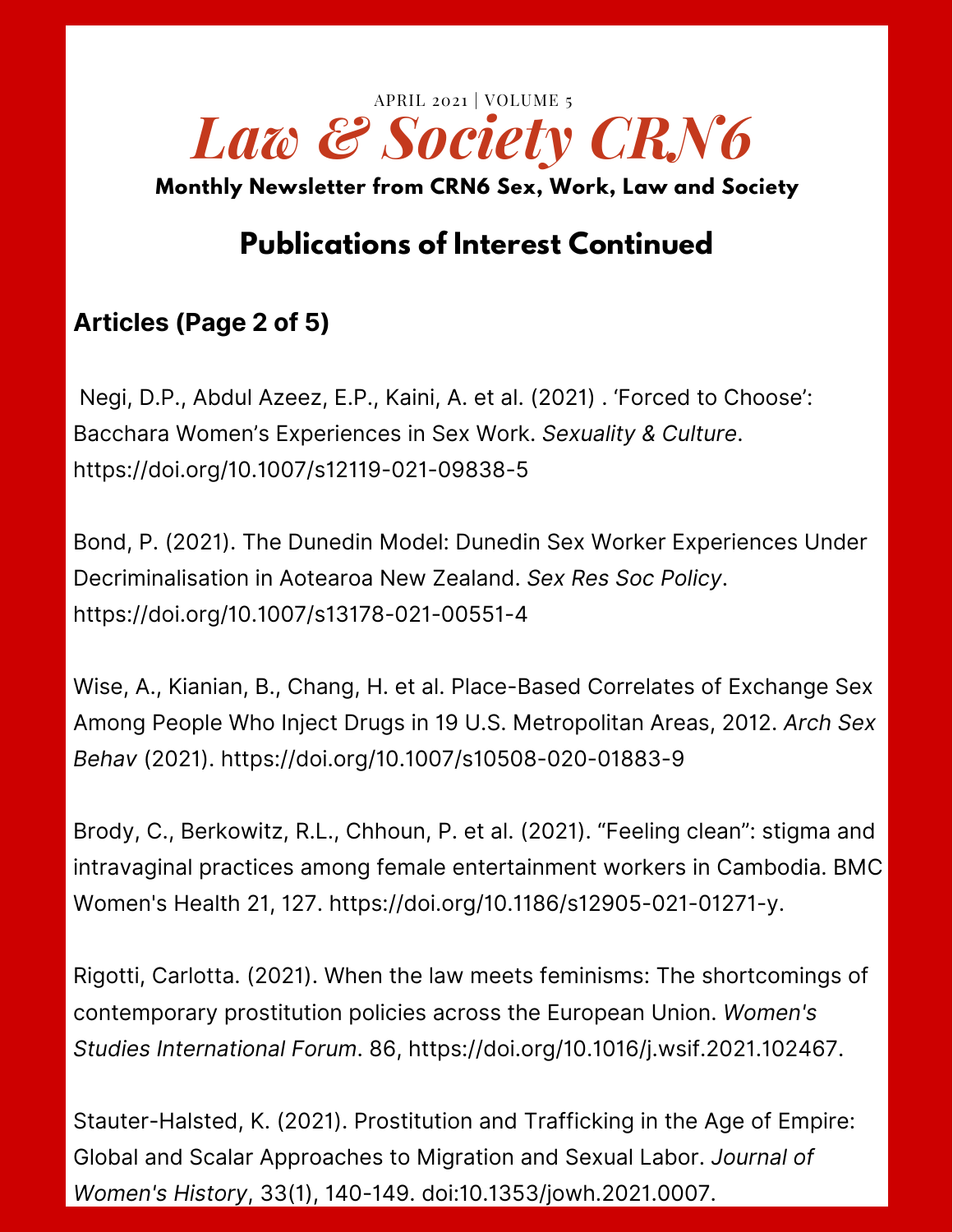# Law & Society CRN6

**Monthly Newsletter from CRN6 Sex, Work, Law and Society**

## Publications of Interest Continued

### Articles (Page 2 of 5)

Negi, D.P., Abdul Azeez, E.P., Kaini, A. et al. (2021) . 'Forced to Choose': Bacchara Women's Experiences in Sex Work. *Sexuality & Culture*. https://doi.org/10.1007/s12119-021-09838-5

Bond, P. (2021). The Dunedin Model: Dunedin Sex Worker Experiences Under Decriminalisation in Aotearoa New Zealand. *Sex Res Soc Policy*. https://doi.org/10.1007/s13178-021-00551-4

Wise, A., Kianian, B., Chang, H. et al. Place-Based Correlates of Exchange Sex Among People Who Inject Drugs in 19 U.S. Metropolitan Areas, 2012. *Arch Sex Behav* (2021). https://doi.org/10.1007/s10508-020-01883-9

Brody, C., Berkowitz, R.L., Chhoun, P. et al. (2021). "Feeling clean": stigma and intravaginal practices among female entertainment workers in Cambodia. BMC Women's Health 21, 127. https://doi.org/10.1186/s12905-021-01271-y.

Rigotti, Carlotta. (2021). When the law meets feminisms: The shortcomings of contemporary prostitution policies across the European Union. *Women's Studies International Forum*. 86, https://doi.org/10.1016/j.wsif.2021.102467.

Stauter-Halsted, K. (2021). Prostitution and Trafficking in the Age of Empire: Global and Scalar Approaches to Migration and Sexual Labor. *Journal of Women's History*, 33(1), 140-149. doi:10.1353/jowh.2021.0007.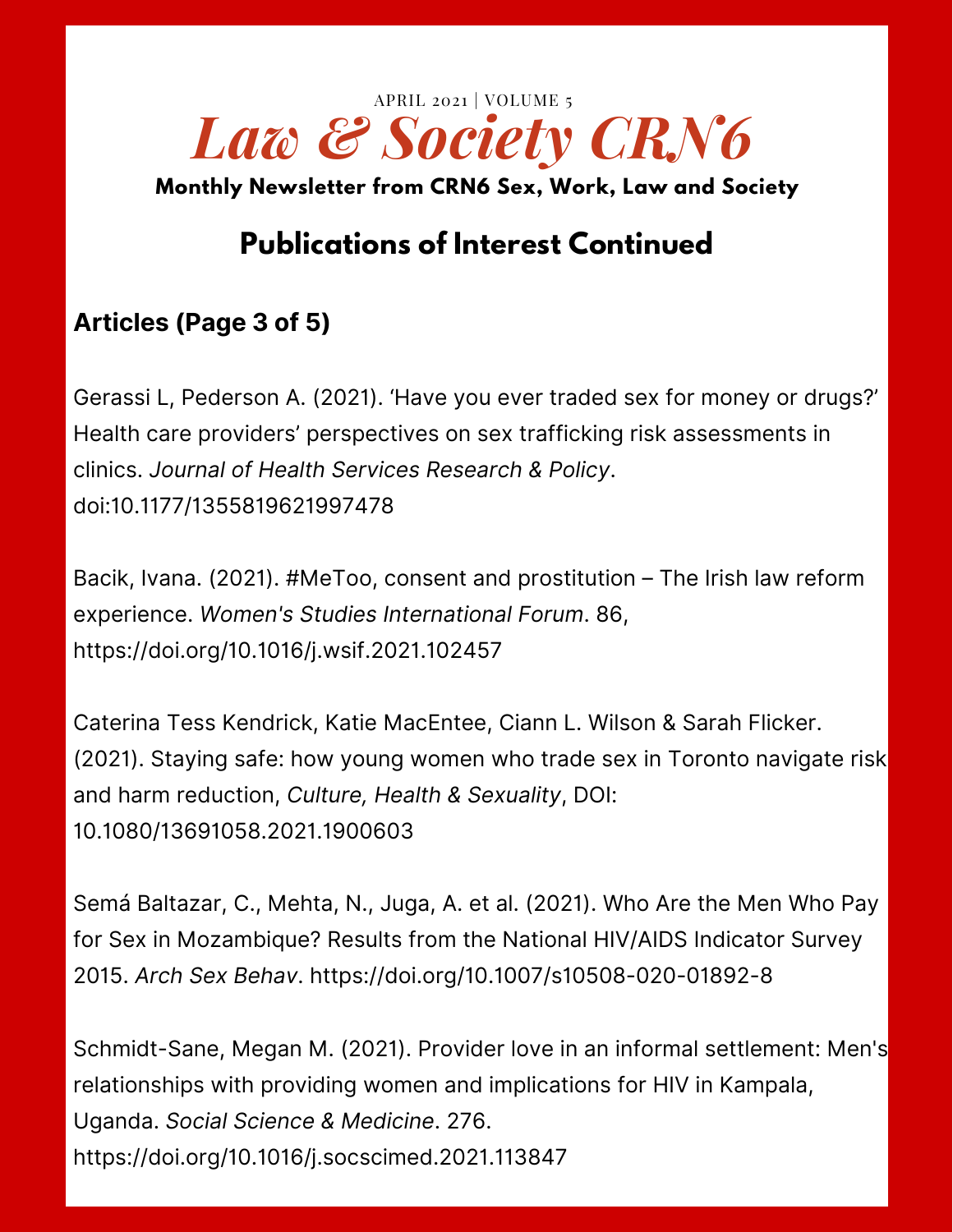## Publications of Interest Continued

### Articles (Page 3 of 5)

Gerassi L, Pederson A. (2021). 'Have you ever traded sex for money or drugs?' Health care providers' perspectives on sex trafficking risk assessments in clinics. *Journal of Health Services Research & Policy*. doi:10.1177/1355819621997478

Bacik, Ivana. (2021). #MeToo, consent and prostitution – The Irish law reform experience. *Women's Studies International Forum*. 86, https://doi.org/10.1016/j.wsif.2021.102457

Caterina Tess Kendrick, Katie MacEntee, Ciann L. Wilson & Sarah Flicker. (2021). Staying safe: how young women who trade sex in Toronto navigate risk and harm reduction, *Culture, Health & Sexuality*, DOI: 10.1080/13691058.2021.1900603

Semá Baltazar, C., Mehta, N., Juga, A. et al. (2021). Who Are the Men Who Pay for Sex in Mozambique? Results from the National HIV/AIDS Indicator Survey 2015. *Arch Sex Behav*. https://doi.org/10.1007/s10508-020-01892-8

Schmidt-Sane, Megan M. (2021). Provider love in an informal settlement: Men's relationships with providing women and implications for HIV in Kampala, Uganda. *Social Science & Medicine*. 276. https://doi.org/10.1016/j.socscimed.2021.113847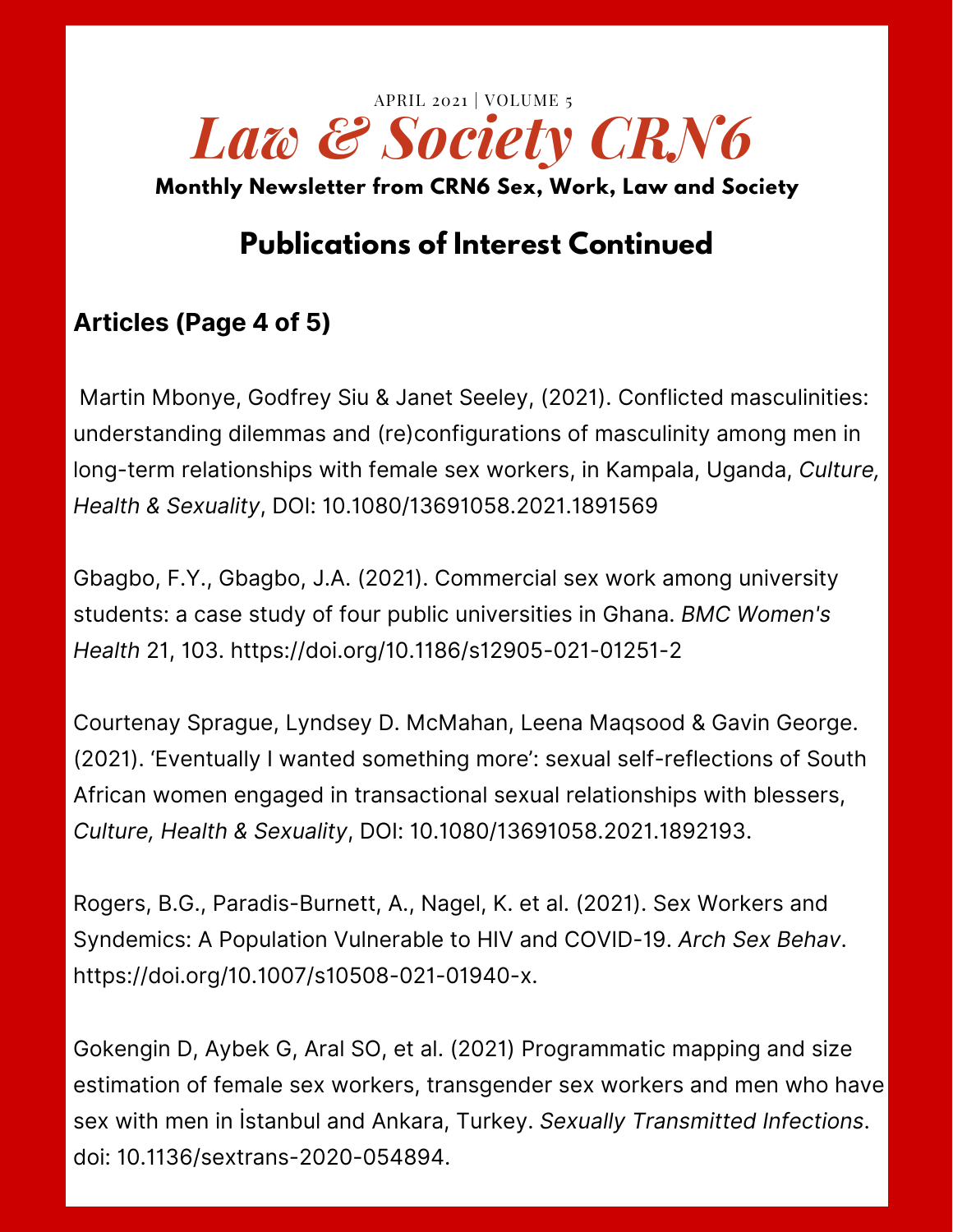## Publications of Interest Continued

### Articles (Page 4 of 5)

Martin Mbonye, Godfrey Siu & Janet Seeley, (2021). Conflicted masculinities: understanding dilemmas and (re)configurations of masculinity among men in long-term relationships with female sex workers, in Kampala, Uganda, *Culture, Health & Sexuality*, DOI: 10.1080/13691058.2021.1891569

Gbagbo, F.Y., Gbagbo, J.A. (2021). Commercial sex work among university students: a case study of four public universities in Ghana. *BMC Women's Health* 21, 103. https://doi.org/10.1186/s12905-021-01251-2

Courtenay Sprague, Lyndsey D. McMahan, Leena Maqsood & Gavin George. (2021). 'Eventually I wanted something more': sexual self-reflections of South African women engaged in transactional sexual relationships with blessers, *Culture, Health & Sexuality*, DOI: 10.1080/13691058.2021.1892193.

Rogers, B.G., Paradis-Burnett, A., Nagel, K. et al. (2021). Sex Workers and Syndemics: A Population Vulnerable to HIV and COVID-19. *Arch Sex Behav*. https://doi.org/10.1007/s10508-021-01940-x.

Gokengin D, Aybek G, Aral SO, et al. (2021) Programmatic mapping and size estimation of female sex workers, transgender sex workers and men who have sex with men in İstanbul and Ankara, Turkey. *Sexually Transmitted Infections*. doi: 10.1136/sextrans-2020-054894.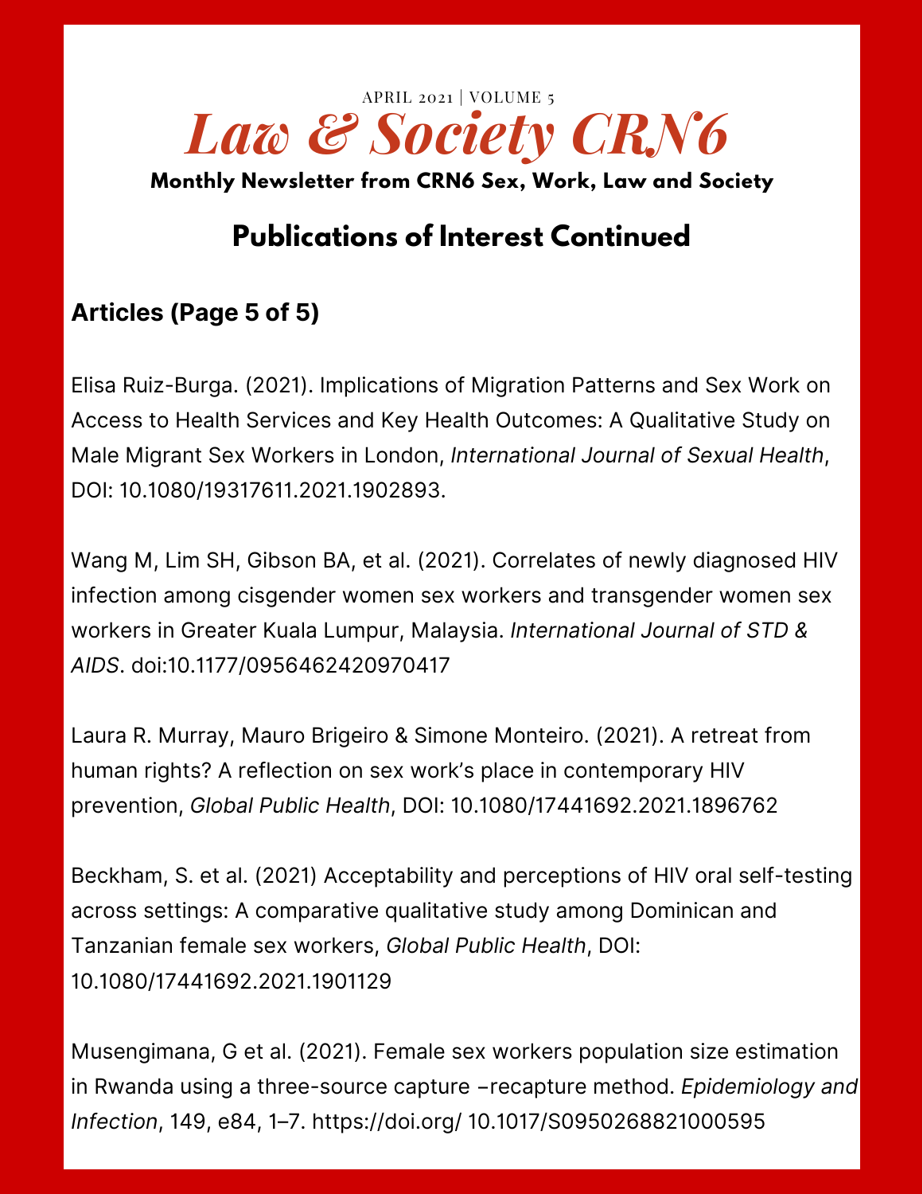APRIL 2021 | VOLUME 5

# *Law & Society CRN6*

**Monthly Newsletter from CRN6 Sex, Work, Law and Society**

## Publications of Interest Continued

### Articles (Page 5 of 5)

Elisa Ruiz-Burga. (2021). Implications of Migration Patterns and Sex Work on Access to Health Services and Key Health Outcomes: A Qualitative Study on Male Migrant Sex Workers in London, *International Journal of Sexual Health*, DOI: 10.1080/19317611.2021.1902893.

Wang M, Lim SH, Gibson BA, et al. (2021). Correlates of newly diagnosed HIV infection among cisgender women sex workers and transgender women sex workers in Greater Kuala Lumpur, Malaysia. *International Journal of STD & AIDS*. doi:10.1177/0956462420970417

Laura R. Murray, Mauro Brigeiro & Simone Monteiro. (2021). A retreat from human rights? A reflection on sex work's place in contemporary HIV prevention, *Global Public Health*, DOI: 10.1080/17441692.2021.1896762

Beckham, S. et al. (2021) Acceptability and perceptions of HIV oral self-testing across settings: A comparative qualitative study among Dominican and Tanzanian female sex workers, *Global Public Health*, DOI: 10.1080/17441692.2021.1901129

Musengimana, G et al. (2021). Female sex workers population size estimation in Rwanda using a three-source capture –recapture method. *Epidemiology and Infection*, 149, e84, 1–7. https://doi.org/ 10.1017/S0950268821000595